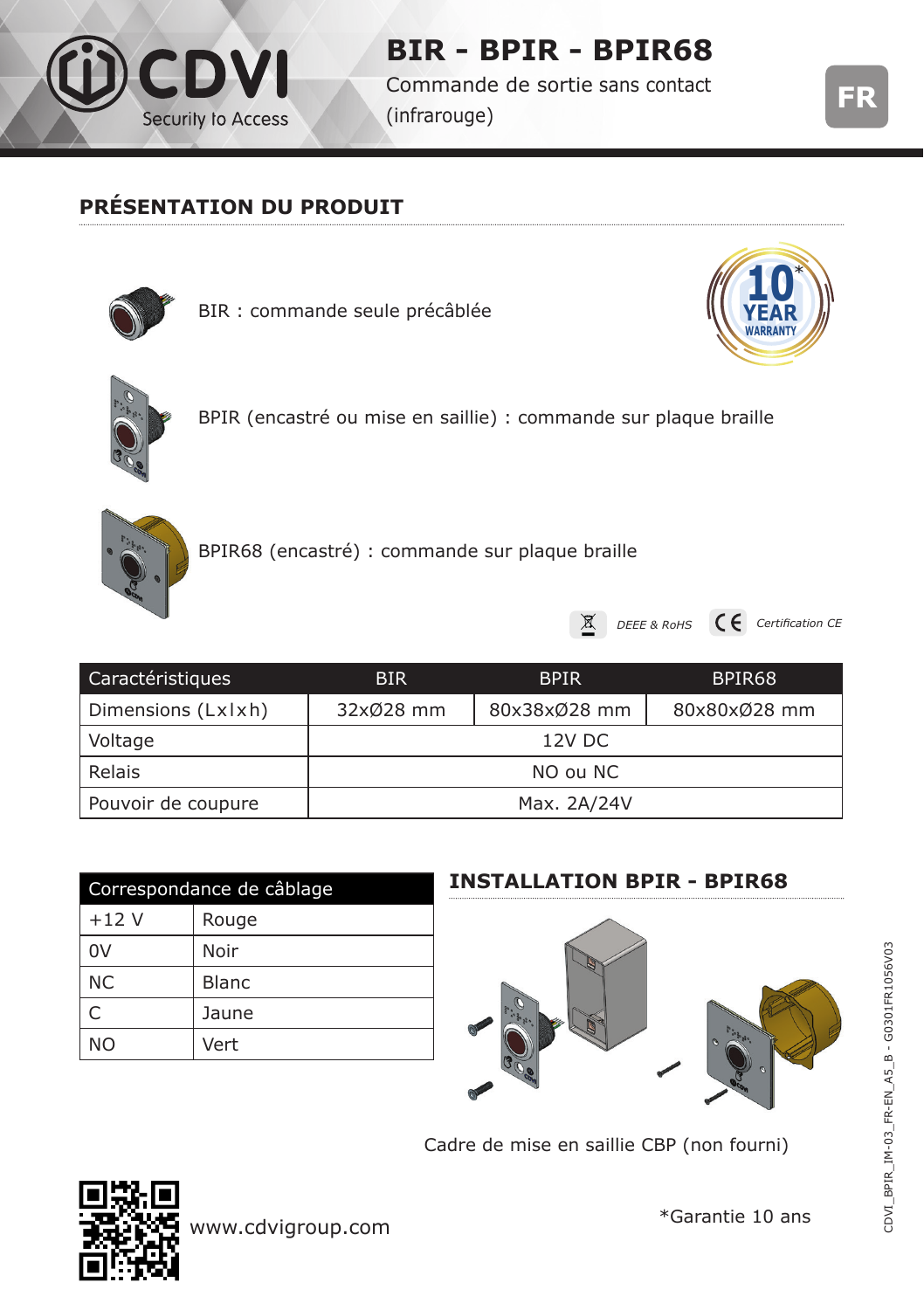# BIR - BPIR - BPIR68

Commande de sortie sans contact (infrarouge)

FR

## PRÉSENTATION DU PRODUIT

BIR : commande seule précâblée

10* YEAR WARRANTY

BPIR (encastré ou mise en saillie) : commande sur plaque braille

BPIR68 (encastré) : commande sur plaque braille

*DEEE & RoHS* *Certification CE*

| Caractéristiques | BIR | BPIR | BPIR68 |
|---|---|---|---|
| Dimensions (Lxlxh) | 32xØ28 mm | 80x38xØ28 mm | 80x80xØ28 mm |
| Voltage | 12V DC | | |
| Relais | NO ou NC | | |
| Pouvoir de coupure | Max. 2A/24V | | |

| Correspondance de câblage | |
|---|---|
| +12 V | Rouge |
| 0V | Noir |
| NC | Blanc |
| C | Jaune |
| NO | Vert |

## INSTALLATION BPIR - BPIR68

Cadre de mise en saillie CBP (non fourni)

www.cdvigroup.com

*Garantie 10 ans

CDVI_BPIR_IM-03_FR-EN_A5_B - G0301FR1056V03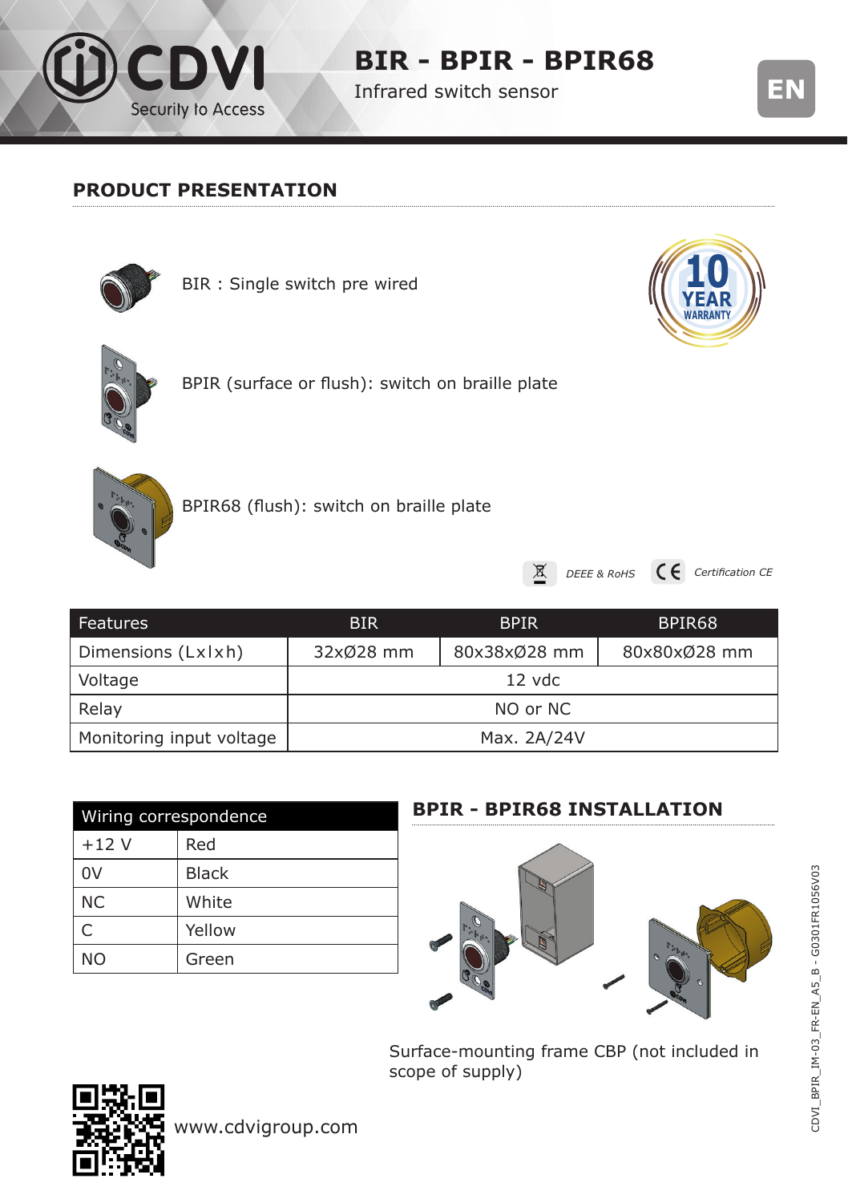# BIR - BPIR - BPIR68

Infrared switch sensor

EN

## PRODUCT PRESENTATION

BIR : Single switch pre wired

10 YEAR WARRANTY

BPIR (surface or flush): switch on braille plate

BPIR68 (flush): switch on braille plate

*DEEE & RoHS* *Certification CE*

| Features | BIR | BPIR | BPIR68 |
|---|---|---|---|
| Dimensions (Lxlxh) | 32xØ28 mm | 80x38xØ28 mm | 80x80xØ28 mm |
| Voltage | 12 vdc | | |
| Relay | NO or NC | | |
| Monitoring input voltage | Max. 2A/24V | | |

| Wiring correspondence | |
|---|---|
| +12 V | Red |
| 0V | Black |
| NC | White |
| C | Yellow |
| NO | Green |

## BPIR - BPIR68 INSTALLATION

Surface-mounting frame CBP (not included in scope of supply)

www.cdvigroup.com

CDVI_BPIR_IM-03_FR-EN_A5_B - G0301FR1056V03